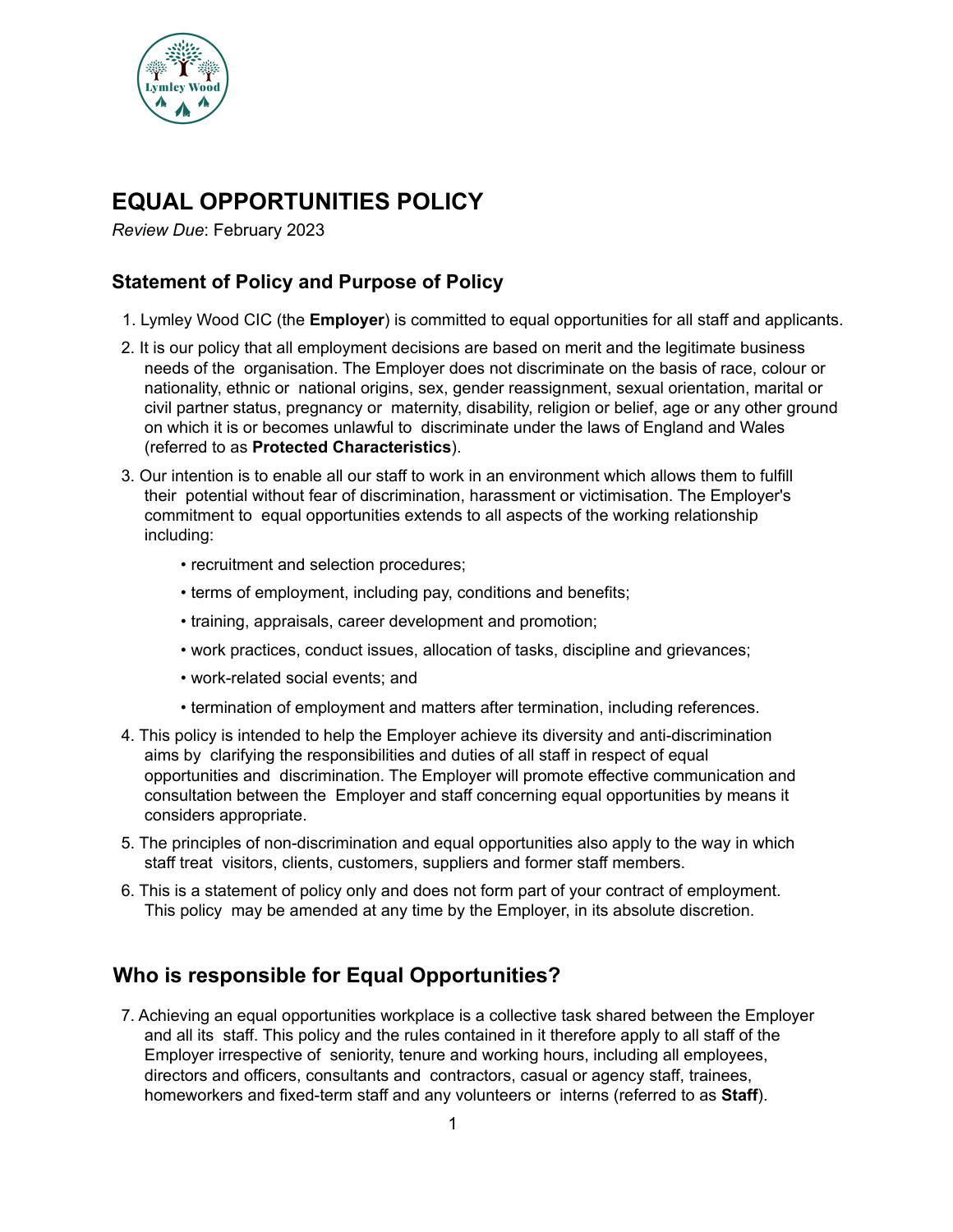# EQUAL OPPORTUNITIES POLICY

*Review Due*: February 2023

## Statement of Policy and Purpose of Policy

1. Lymley Wood CIC (the **Employer**) is committed to equal opportunities for all staff and applicants.
2. It is our policy that all employment decisions are based on merit and the legitimate business needs of the organisation. The Employer does not discriminate on the basis of race, colour or nationality, ethnic or national origins, sex, gender reassignment, sexual orientation, marital or civil partner status, pregnancy or maternity, disability, religion or belief, age or any other ground on which it is or becomes unlawful to discriminate under the laws of England and Wales (referred to as **Protected Characteristics**).
3. Our intention is to enable all our staff to work in an environment which allows them to fulfill their potential without fear of discrimination, harassment or victimisation. The Employer's commitment to equal opportunities extends to all aspects of the working relationship including:
   - recruitment and selection procedures;
   - terms of employment, including pay, conditions and benefits;
   - training, appraisals, career development and promotion;
   - work practices, conduct issues, allocation of tasks, discipline and grievances;
   - work-related social events; and
   - termination of employment and matters after termination, including references.
4. This policy is intended to help the Employer achieve its diversity and anti-discrimination aims by clarifying the responsibilities and duties of all staff in respect of equal opportunities and discrimination. The Employer will promote effective communication and consultation between the Employer and staff concerning equal opportunities by means it considers appropriate.
5. The principles of non-discrimination and equal opportunities also apply to the way in which staff treat visitors, clients, customers, suppliers and former staff members.
6. This is a statement of policy only and does not form part of your contract of employment. This policy may be amended at any time by the Employer, in its absolute discretion.

## Who is responsible for Equal Opportunities?

7. Achieving an equal opportunities workplace is a collective task shared between the Employer and all its staff. This policy and the rules contained in it therefore apply to all staff of the Employer irrespective of seniority, tenure and working hours, including all employees, directors and officers, consultants and contractors, casual or agency staff, trainees, homeworkers and fixed-term staff and any volunteers or interns (referred to as **Staff**).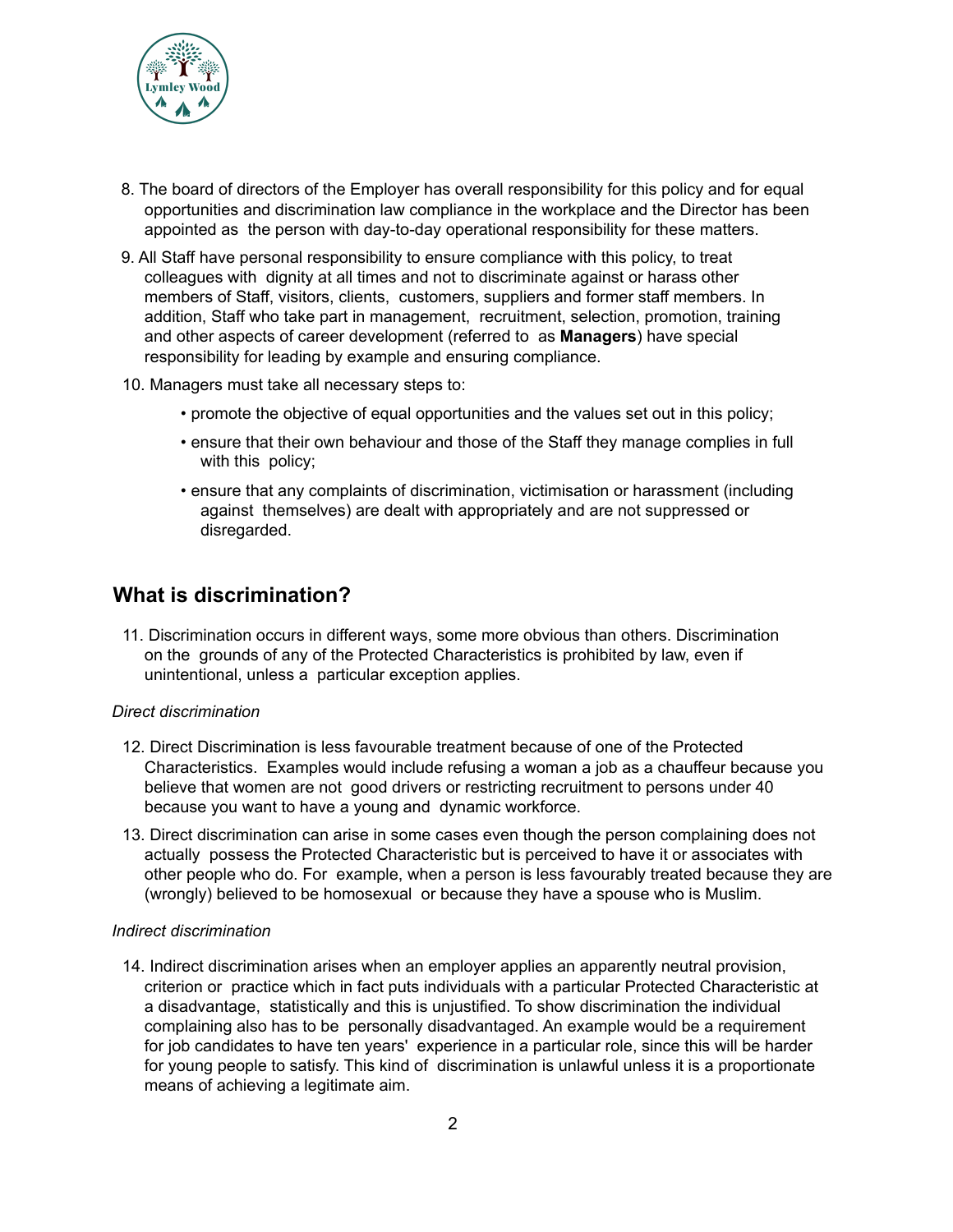8. The board of directors of the Employer has overall responsibility for this policy and for equal opportunities and discrimination law compliance in the workplace and the Director has been appointed as the person with day-to-day operational responsibility for these matters.

9. All Staff have personal responsibility to ensure compliance with this policy, to treat colleagues with dignity at all times and not to discriminate against or harass other members of Staff, visitors, clients, customers, suppliers and former staff members. In addition, Staff who take part in management, recruitment, selection, promotion, training and other aspects of career development (referred to as **Managers**) have special responsibility for leading by example and ensuring compliance.

10. Managers must take all necessary steps to:

    - promote the objective of equal opportunities and the values set out in this policy;
    - ensure that their own behaviour and those of the Staff they manage complies in full with this policy;
    - ensure that any complaints of discrimination, victimisation or harassment (including against themselves) are dealt with appropriately and are not suppressed or disregarded.

## What is discrimination?

11. Discrimination occurs in different ways, some more obvious than others. Discrimination on the grounds of any of the Protected Characteristics is prohibited by law, even if unintentional, unless a particular exception applies.

*Direct discrimination*

12. Direct Discrimination is less favourable treatment because of one of the Protected Characteristics. Examples would include refusing a woman a job as a chauffeur because you believe that women are not good drivers or restricting recruitment to persons under 40 because you want to have a young and dynamic workforce.

13. Direct discrimination can arise in some cases even though the person complaining does not actually possess the Protected Characteristic but is perceived to have it or associates with other people who do. For example, when a person is less favourably treated because they are (wrongly) believed to be homosexual or because they have a spouse who is Muslim.

*Indirect discrimination*

14. Indirect discrimination arises when an employer applies an apparently neutral provision, criterion or practice which in fact puts individuals with a particular Protected Characteristic at a disadvantage, statistically and this is unjustified. To show discrimination the individual complaining also has to be personally disadvantaged. An example would be a requirement for job candidates to have ten years' experience in a particular role, since this will be harder for young people to satisfy. This kind of discrimination is unlawful unless it is a proportionate means of achieving a legitimate aim.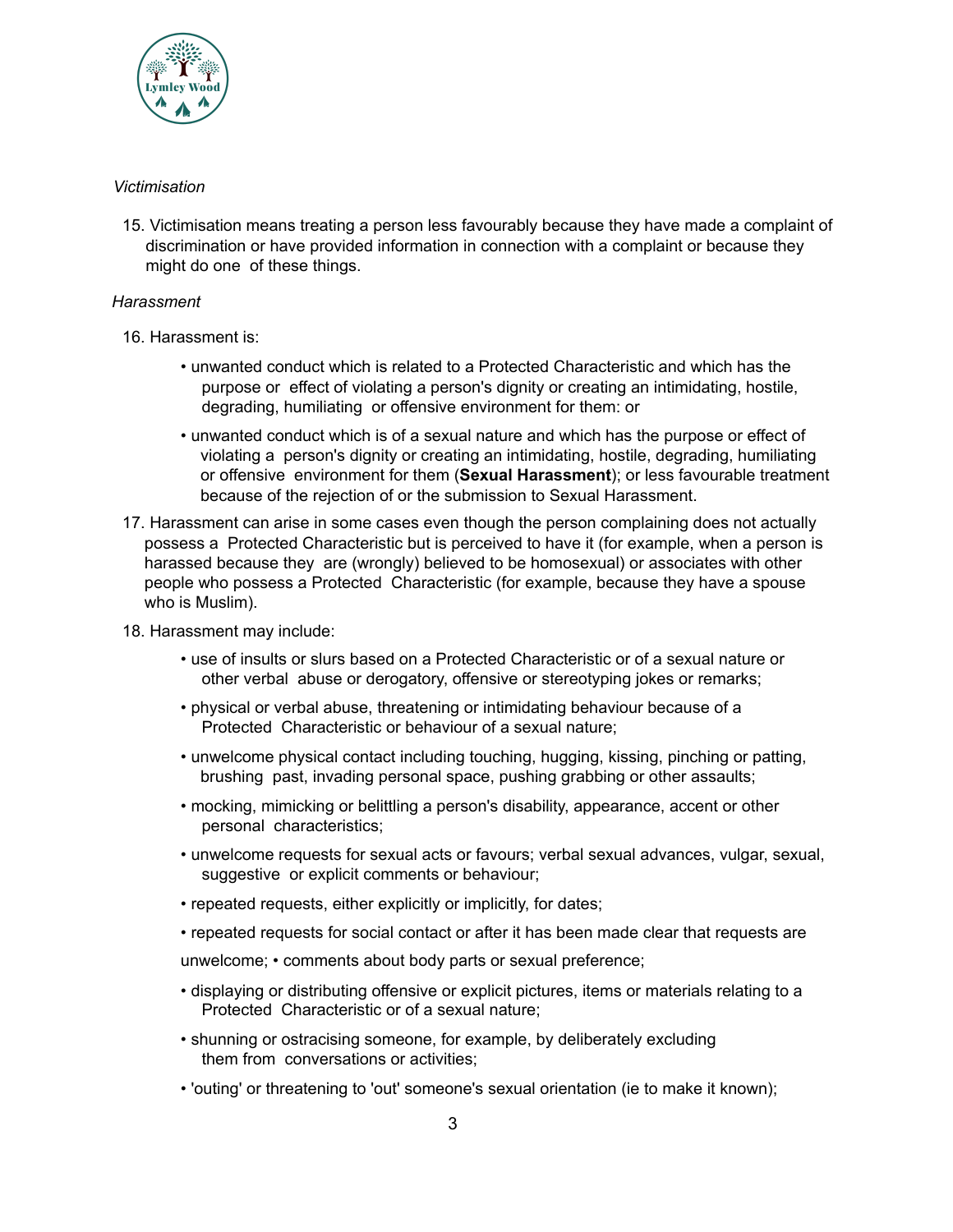*Victimisation*

15. Victimisation means treating a person less favourably because they have made a complaint of discrimination or have provided information in connection with a complaint or because they might do one of these things.

*Harassment*

16. Harassment is:

    - unwanted conduct which is related to a Protected Characteristic and which has the purpose or effect of violating a person's dignity or creating an intimidating, hostile, degrading, humiliating or offensive environment for them: or
    - unwanted conduct which is of a sexual nature and which has the purpose or effect of violating a person's dignity or creating an intimidating, hostile, degrading, humiliating or offensive environment for them (**Sexual Harassment**); or less favourable treatment because of the rejection of or the submission to Sexual Harassment.

17. Harassment can arise in some cases even though the person complaining does not actually possess a Protected Characteristic but is perceived to have it (for example, when a person is harassed because they are (wrongly) believed to be homosexual) or associates with other people who possess a Protected Characteristic (for example, because they have a spouse who is Muslim).

18. Harassment may include:

    - use of insults or slurs based on a Protected Characteristic or of a sexual nature or other verbal abuse or derogatory, offensive or stereotyping jokes or remarks;
    - physical or verbal abuse, threatening or intimidating behaviour because of a Protected Characteristic or behaviour of a sexual nature;
    - unwelcome physical contact including touching, hugging, kissing, pinching or patting, brushing past, invading personal space, pushing grabbing or other assaults;
    - mocking, mimicking or belittling a person's disability, appearance, accent or other personal characteristics;
    - unwelcome requests for sexual acts or favours; verbal sexual advances, vulgar, sexual, suggestive or explicit comments or behaviour;
    - repeated requests, either explicitly or implicitly, for dates;
    - repeated requests for social contact or after it has been made clear that requests are unwelcome;
    - comments about body parts or sexual preference;
    - displaying or distributing offensive or explicit pictures, items or materials relating to a Protected Characteristic or of a sexual nature;
    - shunning or ostracising someone, for example, by deliberately excluding them from conversations or activities;
    - 'outing' or threatening to 'out' someone's sexual orientation (ie to make it known);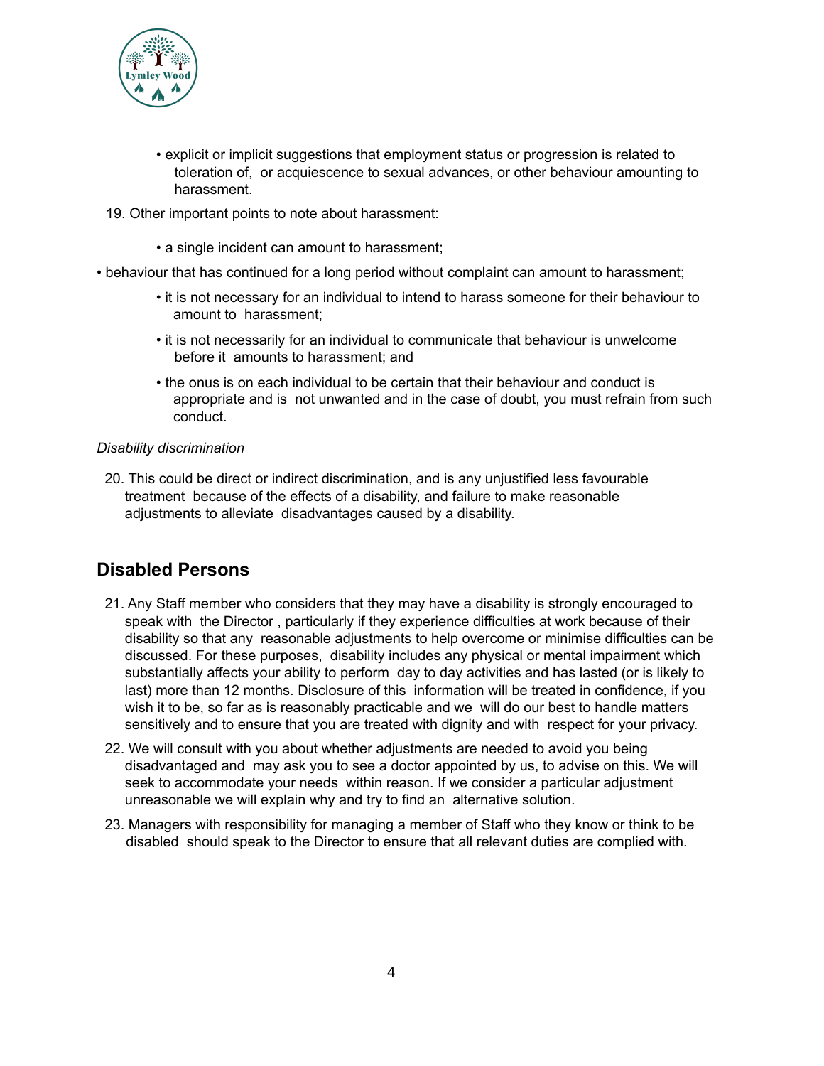- explicit or implicit suggestions that employment status or progression is related to toleration of, or acquiescence to sexual advances, or other behaviour amounting to harassment.

19. Other important points to note about harassment:

- a single incident can amount to harassment;
- behaviour that has continued for a long period without complaint can amount to harassment;
- it is not necessary for an individual to intend to harass someone for their behaviour to amount to harassment;
- it is not necessarily for an individual to communicate that behaviour is unwelcome before it amounts to harassment; and
- the onus is on each individual to be certain that their behaviour and conduct is appropriate and is not unwanted and in the case of doubt, you must refrain from such conduct.

*Disability discrimination*

20. This could be direct or indirect discrimination, and is any unjustified less favourable treatment because of the effects of a disability, and failure to make reasonable adjustments to alleviate disadvantages caused by a disability.

## Disabled Persons

21. Any Staff member who considers that they may have a disability is strongly encouraged to speak with the Director , particularly if they experience difficulties at work because of their disability so that any reasonable adjustments to help overcome or minimise difficulties can be discussed. For these purposes, disability includes any physical or mental impairment which substantially affects your ability to perform day to day activities and has lasted (or is likely to last) more than 12 months. Disclosure of this information will be treated in confidence, if you wish it to be, so far as is reasonably practicable and we will do our best to handle matters sensitively and to ensure that you are treated with dignity and with respect for your privacy.

22. We will consult with you about whether adjustments are needed to avoid you being disadvantaged and may ask you to see a doctor appointed by us, to advise on this. We will seek to accommodate your needs within reason. If we consider a particular adjustment unreasonable we will explain why and try to find an alternative solution.

23. Managers with responsibility for managing a member of Staff who they know or think to be disabled should speak to the Director to ensure that all relevant duties are complied with.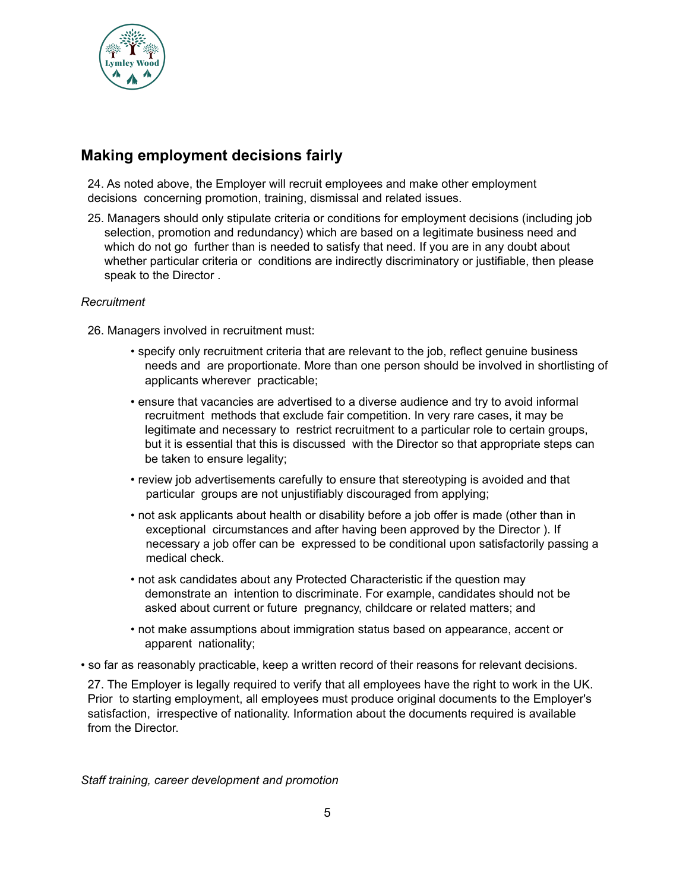## Making employment decisions fairly

24. As noted above, the Employer will recruit employees and make other employment decisions concerning promotion, training, dismissal and related issues.

25. Managers should only stipulate criteria or conditions for employment decisions (including job selection, promotion and redundancy) which are based on a legitimate business need and which do not go further than is needed to satisfy that need. If you are in any doubt about whether particular criteria or conditions are indirectly discriminatory or justifiable, then please speak to the Director .

*Recruitment*

26. Managers involved in recruitment must:

- specify only recruitment criteria that are relevant to the job, reflect genuine business needs and are proportionate. More than one person should be involved in shortlisting of applicants wherever practicable;
- ensure that vacancies are advertised to a diverse audience and try to avoid informal recruitment methods that exclude fair competition. In very rare cases, it may be legitimate and necessary to restrict recruitment to a particular role to certain groups, but it is essential that this is discussed with the Director so that appropriate steps can be taken to ensure legality;
- review job advertisements carefully to ensure that stereotyping is avoided and that particular groups are not unjustifiably discouraged from applying;
- not ask applicants about health or disability before a job offer is made (other than in exceptional circumstances and after having been approved by the Director ). If necessary a job offer can be expressed to be conditional upon satisfactorily passing a medical check.
- not ask candidates about any Protected Characteristic if the question may demonstrate an intention to discriminate. For example, candidates should not be asked about current or future pregnancy, childcare or related matters; and
- not make assumptions about immigration status based on appearance, accent or apparent nationality;
- so far as reasonably practicable, keep a written record of their reasons for relevant decisions.

27. The Employer is legally required to verify that all employees have the right to work in the UK. Prior to starting employment, all employees must produce original documents to the Employer's satisfaction, irrespective of nationality. Information about the documents required is available from the Director.

*Staff training, career development and promotion*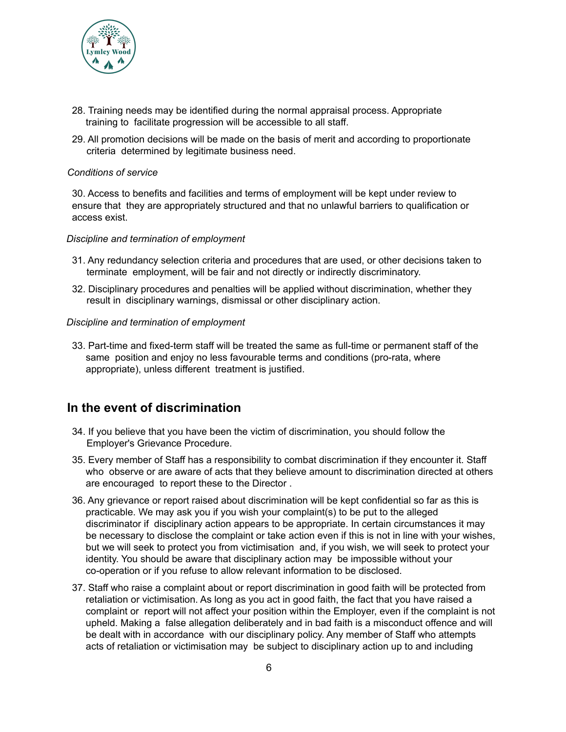28. Training needs may be identified during the normal appraisal process. Appropriate training to facilitate progression will be accessible to all staff.
29. All promotion decisions will be made on the basis of merit and according to proportionate criteria determined by legitimate business need.

*Conditions of service*

30. Access to benefits and facilities and terms of employment will be kept under review to ensure that they are appropriately structured and that no unlawful barriers to qualification or access exist.

*Discipline and termination of employment*

31. Any redundancy selection criteria and procedures that are used, or other decisions taken to terminate employment, will be fair and not directly or indirectly discriminatory.
32. Disciplinary procedures and penalties will be applied without discrimination, whether they result in disciplinary warnings, dismissal or other disciplinary action.

*Discipline and termination of employment*

33. Part-time and fixed-term staff will be treated the same as full-time or permanent staff of the same position and enjoy no less favourable terms and conditions (pro-rata, where appropriate), unless different treatment is justified.

## In the event of discrimination

34. If you believe that you have been the victim of discrimination, you should follow the Employer's Grievance Procedure.
35. Every member of Staff has a responsibility to combat discrimination if they encounter it. Staff who observe or are aware of acts that they believe amount to discrimination directed at others are encouraged to report these to the Director .
36. Any grievance or report raised about discrimination will be kept confidential so far as this is practicable. We may ask you if you wish your complaint(s) to be put to the alleged discriminator if disciplinary action appears to be appropriate. In certain circumstances it may be necessary to disclose the complaint or take action even if this is not in line with your wishes, but we will seek to protect you from victimisation and, if you wish, we will seek to protect your identity. You should be aware that disciplinary action may be impossible without your co-operation or if you refuse to allow relevant information to be disclosed.
37. Staff who raise a complaint about or report discrimination in good faith will be protected from retaliation or victimisation. As long as you act in good faith, the fact that you have raised a complaint or report will not affect your position within the Employer, even if the complaint is not upheld. Making a false allegation deliberately and in bad faith is a misconduct offence and will be dealt with in accordance with our disciplinary policy. Any member of Staff who attempts acts of retaliation or victimisation may be subject to disciplinary action up to and including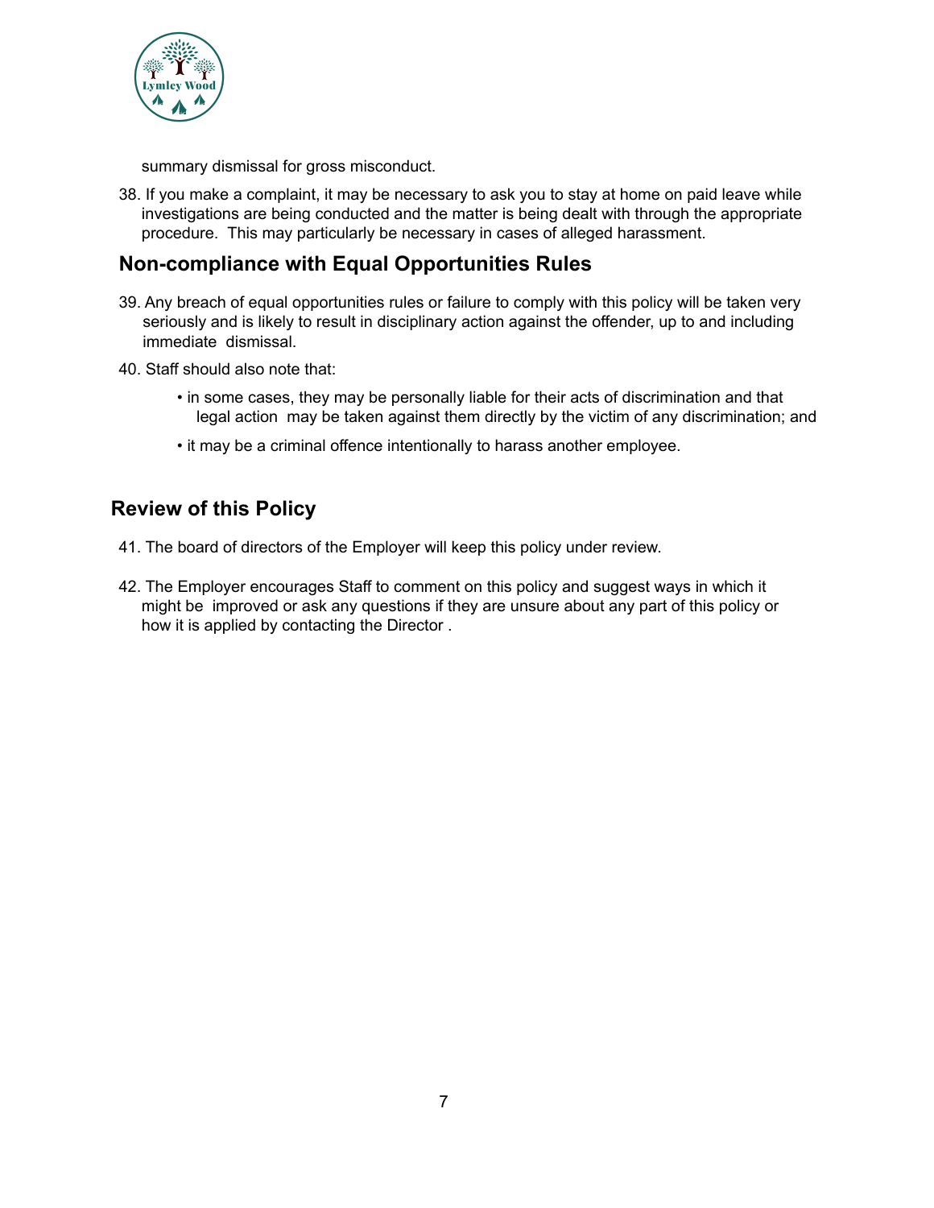summary dismissal for gross misconduct.

38. If you make a complaint, it may be necessary to ask you to stay at home on paid leave while investigations are being conducted and the matter is being dealt with through the appropriate procedure. This may particularly be necessary in cases of alleged harassment.

## Non-compliance with Equal Opportunities Rules

39. Any breach of equal opportunities rules or failure to comply with this policy will be taken very seriously and is likely to result in disciplinary action against the offender, up to and including immediate dismissal.

40. Staff should also note that:

    - in some cases, they may be personally liable for their acts of discrimination and that legal action may be taken against them directly by the victim of any discrimination; and
    - it may be a criminal offence intentionally to harass another employee.

## Review of this Policy

41. The board of directors of the Employer will keep this policy under review.

42. The Employer encourages Staff to comment on this policy and suggest ways in which it might be improved or ask any questions if they are unsure about any part of this policy or how it is applied by contacting the Director .